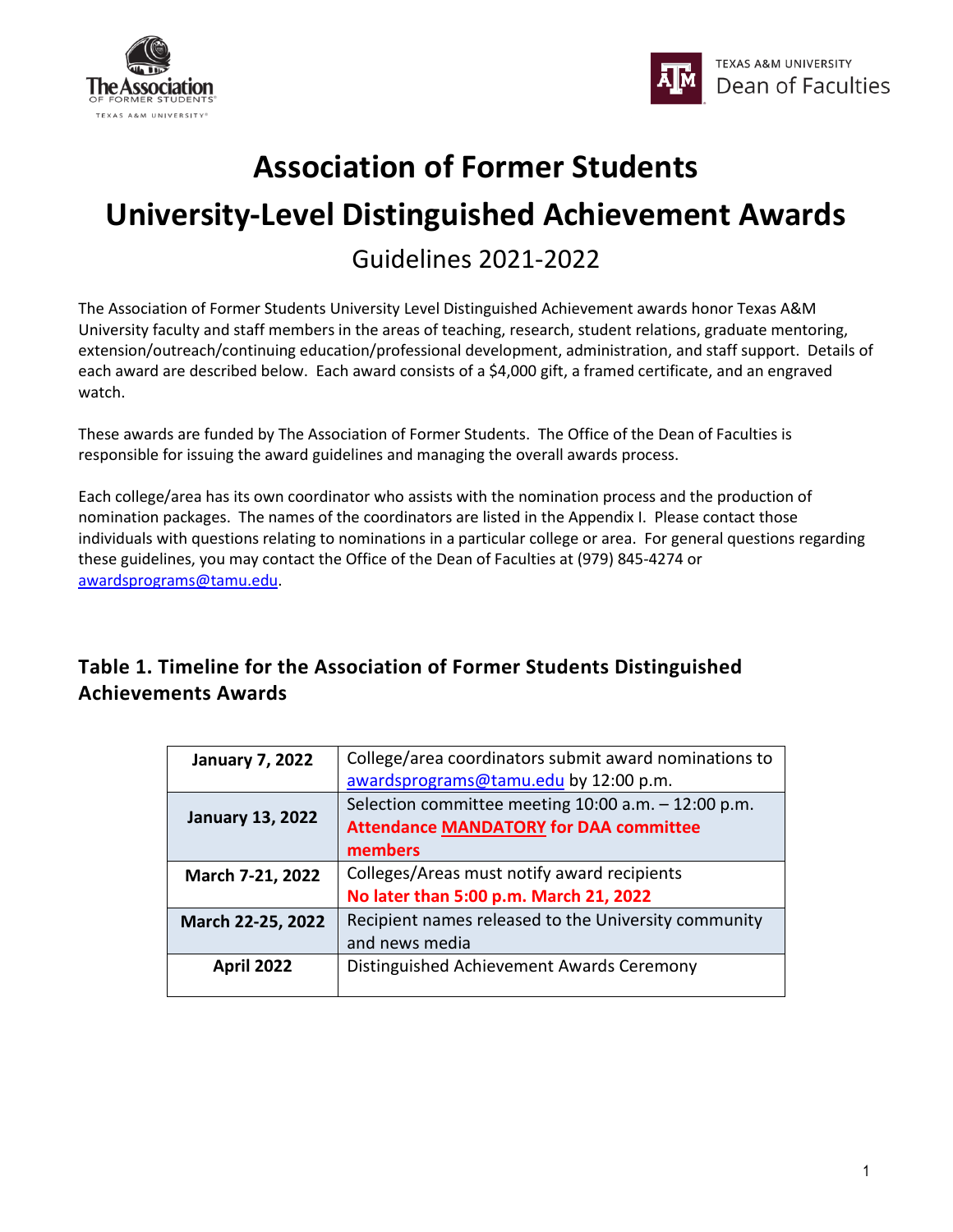# Association of Former Students

# University-Level Distinguished Achievement Awards

## Guidelines 2021-2022

The Association of Former Students University Level Distinguished Achievement awards honor Texas A&M University faculty and staff members in the areas of teaching, research, student relations, graduate mentoring, extension/outreach/continuing education/professional development, administration, and staff support. Details of each award are described below. Each award consists of a $4,000 gift, a framed certificate, and an engraved watch.

These awards are funded by The Association of Former Students. The Office of the Dean of Faculties is responsible for issuing the award guidelines and managing the overall awards process.

Each college/area has its own coordinator who assists with the nomination process and the production of nomination packages. The names of the coordinators are listed in the Appendix I. Please contact those individuals with questions relating to nominations in a particular college or area. For general questions regarding these guidelines, you may contact the Office of the Dean of Faculties at (979) 845-4274 or awardsprograms@tamu.edu.

### Table 1. Timeline for the Association of Former Students Distinguished Achievements Awards

| Date | Event |
|---|---|
| **January 7, 2022** | College/area coordinators submit award nominations to awardsprograms@tamu.edu by 12:00 p.m. |
| **January 13, 2022** | Selection committee meeting 10:00 a.m. – 12:00 p.m. **Attendance MANDATORY for DAA committee members** |
| **March 7-21, 2022** | Colleges/Areas must notify award recipients **No later than 5:00 p.m. March 21, 2022** |
| **March 22-25, 2022** | Recipient names released to the University community and news media |
| **April 2022** | Distinguished Achievement Awards Ceremony |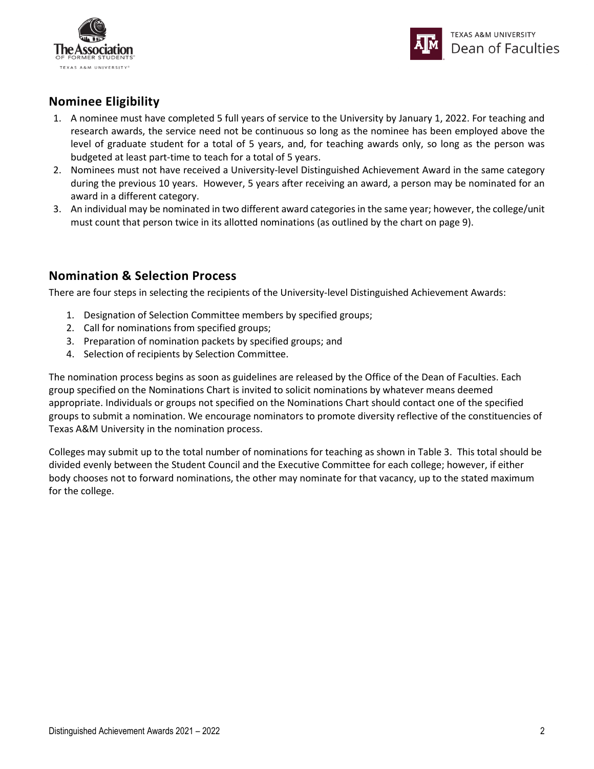## Nominee Eligibility

1. A nominee must have completed 5 full years of service to the University by January 1, 2022. For teaching and research awards, the service need not be continuous so long as the nominee has been employed above the level of graduate student for a total of 5 years, and, for teaching awards only, so long as the person was budgeted at least part-time to teach for a total of 5 years.
2. Nominees must not have received a University-level Distinguished Achievement Award in the same category during the previous 10 years. However, 5 years after receiving an award, a person may be nominated for an award in a different category.
3. An individual may be nominated in two different award categories in the same year; however, the college/unit must count that person twice in its allotted nominations (as outlined by the chart on page 9).

## Nomination & Selection Process

There are four steps in selecting the recipients of the University-level Distinguished Achievement Awards:

1. Designation of Selection Committee members by specified groups;
2. Call for nominations from specified groups;
3. Preparation of nomination packets by specified groups; and
4. Selection of recipients by Selection Committee.

The nomination process begins as soon as guidelines are released by the Office of the Dean of Faculties. Each group specified on the Nominations Chart is invited to solicit nominations by whatever means deemed appropriate. Individuals or groups not specified on the Nominations Chart should contact one of the specified groups to submit a nomination. We encourage nominators to promote diversity reflective of the constituencies of Texas A&M University in the nomination process.

Colleges may submit up to the total number of nominations for teaching as shown in Table 3. This total should be divided evenly between the Student Council and the Executive Committee for each college; however, if either body chooses not to forward nominations, the other may nominate for that vacancy, up to the stated maximum for the college.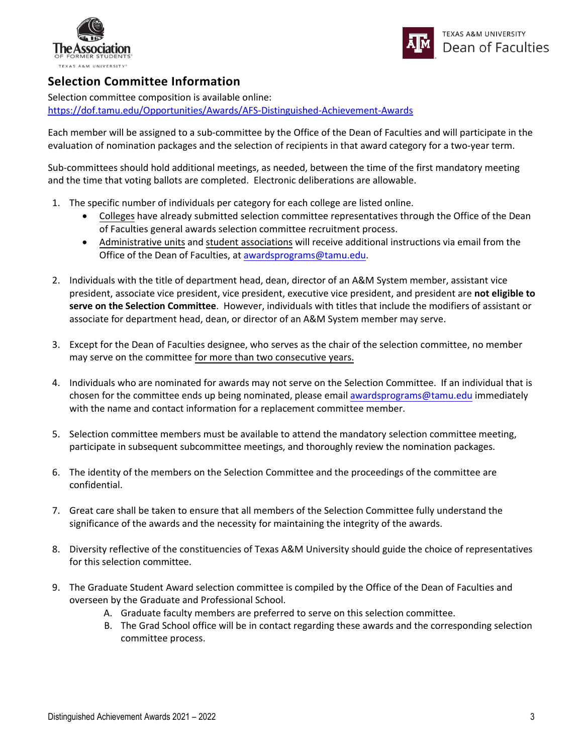## Selection Committee Information

Selection committee composition is available online: https://dof.tamu.edu/Opportunities/Awards/AFS-Distinguished-Achievement-Awards

Each member will be assigned to a sub-committee by the Office of the Dean of Faculties and will participate in the evaluation of nomination packages and the selection of recipients in that award category for a two-year term.

Sub-committees should hold additional meetings, as needed, between the time of the first mandatory meeting and the time that voting ballots are completed. Electronic deliberations are allowable.

1. The specific number of individuals per category for each college are listed online.
   - Colleges have already submitted selection committee representatives through the Office of the Dean of Faculties general awards selection committee recruitment process.
   - Administrative units and student associations will receive additional instructions via email from the Office of the Dean of Faculties, at awardsprograms@tamu.edu.

2. Individuals with the title of department head, dean, director of an A&M System member, assistant vice president, associate vice president, vice president, executive vice president, and president are **not eligible to serve on the Selection Committee**. However, individuals with titles that include the modifiers of assistant or associate for department head, dean, or director of an A&M System member may serve.

3. Except for the Dean of Faculties designee, who serves as the chair of the selection committee, no member may serve on the committee for more than two consecutive years.

4. Individuals who are nominated for awards may not serve on the Selection Committee. If an individual that is chosen for the committee ends up being nominated, please email awardsprograms@tamu.edu immediately with the name and contact information for a replacement committee member.

5. Selection committee members must be available to attend the mandatory selection committee meeting, participate in subsequent subcommittee meetings, and thoroughly review the nomination packages.

6. The identity of the members on the Selection Committee and the proceedings of the committee are confidential.

7. Great care shall be taken to ensure that all members of the Selection Committee fully understand the significance of the awards and the necessity for maintaining the integrity of the awards.

8. Diversity reflective of the constituencies of Texas A&M University should guide the choice of representatives for this selection committee.

9. The Graduate Student Award selection committee is compiled by the Office of the Dean of Faculties and overseen by the Graduate and Professional School.
   A. Graduate faculty members are preferred to serve on this selection committee.
   B. The Grad School office will be in contact regarding these awards and the corresponding selection committee process.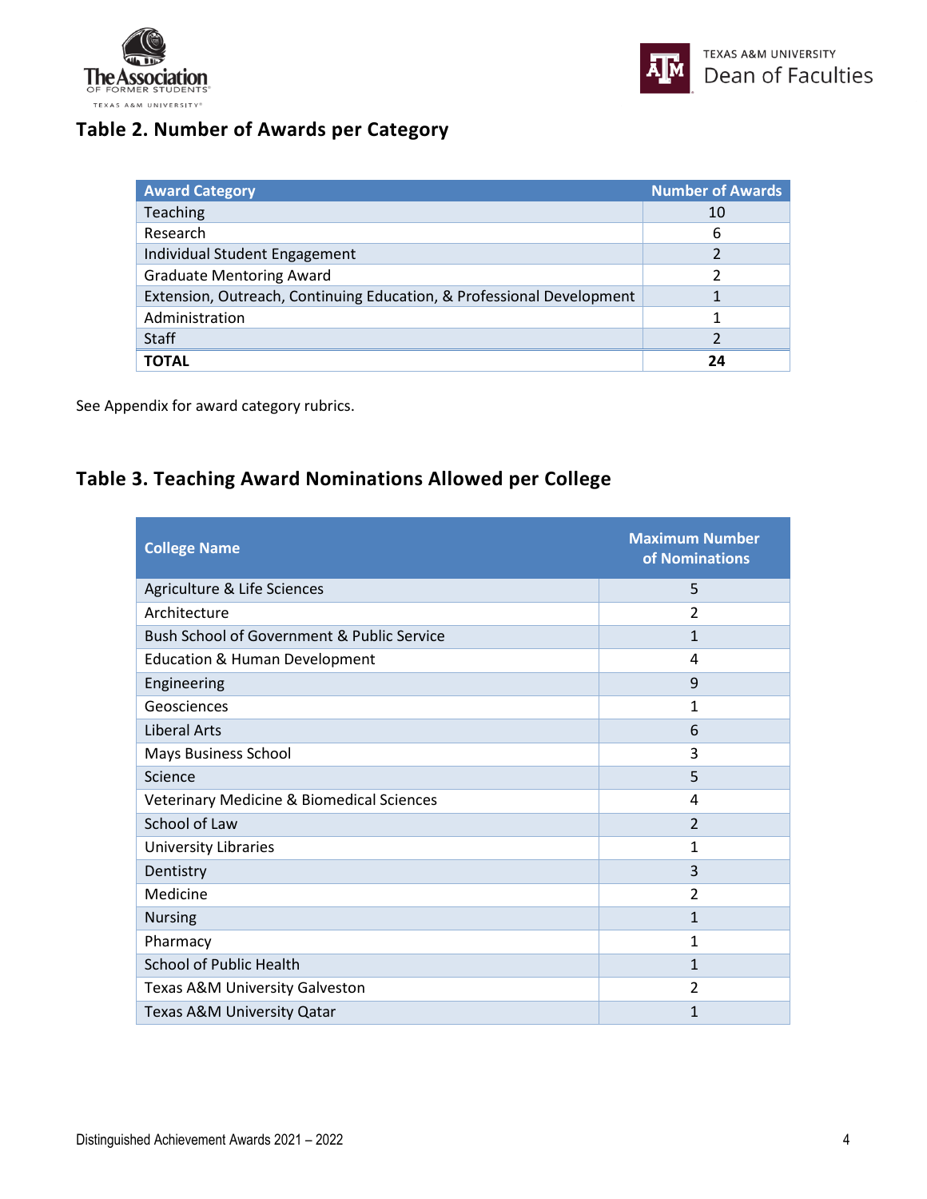## Table 2. Number of Awards per Category

| Award Category | Number of Awards |
|---|---|
| Teaching | 10 |
| Research | 6 |
| Individual Student Engagement | 2 |
| Graduate Mentoring Award | 2 |
| Extension, Outreach, Continuing Education, & Professional Development | 1 |
| Administration | 1 |
| Staff | 2 |
| **TOTAL** | **24** |

See Appendix for award category rubrics.

## Table 3. Teaching Award Nominations Allowed per College

| College Name | Maximum Number of Nominations |
|---|---|
| Agriculture & Life Sciences | 5 |
| Architecture | 2 |
| Bush School of Government & Public Service | 1 |
| Education & Human Development | 4 |
| Engineering | 9 |
| Geosciences | 1 |
| Liberal Arts | 6 |
| Mays Business School | 3 |
| Science | 5 |
| Veterinary Medicine & Biomedical Sciences | 4 |
| School of Law | 2 |
| University Libraries | 1 |
| Dentistry | 3 |
| Medicine | 2 |
| Nursing | 1 |
| Pharmacy | 1 |
| School of Public Health | 1 |
| Texas A&M University Galveston | 2 |
| Texas A&M University Qatar | 1 |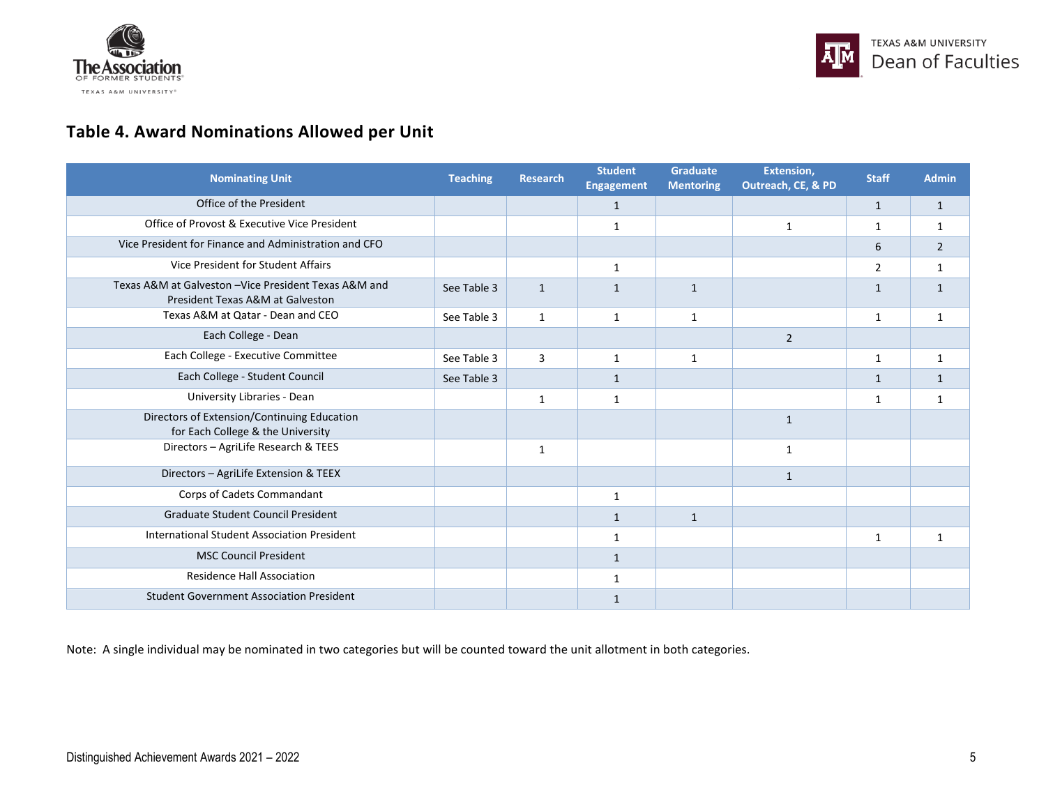## Table 4. Award Nominations Allowed per Unit

| Nominating Unit | Teaching | Research | Student Engagement | Graduate Mentoring | Extension, Outreach, CE, & PD | Staff | Admin |
|---|---|---|---|---|---|---|---|
| Office of the President | | | 1 | | | 1 | 1 |
| Office of Provost & Executive Vice President | | | 1 | | 1 | 1 | 1 |
| Vice President for Finance and Administration and CFO | | | | | | 6 | 2 |
| Vice President for Student Affairs | | | 1 | | | 2 | 1 |
| Texas A&M at Galveston –Vice President Texas A&M and President Texas A&M at Galveston | See Table 3 | 1 | 1 | 1 | | 1 | 1 |
| Texas A&M at Qatar - Dean and CEO | See Table 3 | 1 | 1 | 1 | | 1 | 1 |
| Each College - Dean | | | | | 2 | | |
| Each College - Executive Committee | See Table 3 | 3 | 1 | 1 | | 1 | 1 |
| Each College - Student Council | See Table 3 | | 1 | | | 1 | 1 |
| University Libraries - Dean | | 1 | 1 | | | 1 | 1 |
| Directors of Extension/Continuing Education for Each College & the University | | | | | 1 | | |
| Directors – AgriLife Research & TEES | | 1 | | | 1 | | |
| Directors – AgriLife Extension & TEEX | | | | | 1 | | |
| Corps of Cadets Commandant | | | 1 | | | | |
| Graduate Student Council President | | | 1 | 1 | | | |
| International Student Association President | | | 1 | | | 1 | 1 |
| MSC Council President | | | 1 | | | | |
| Residence Hall Association | | | 1 | | | | |
| Student Government Association President | | | 1 | | | | |

Note: A single individual may be nominated in two categories but will be counted toward the unit allotment in both categories.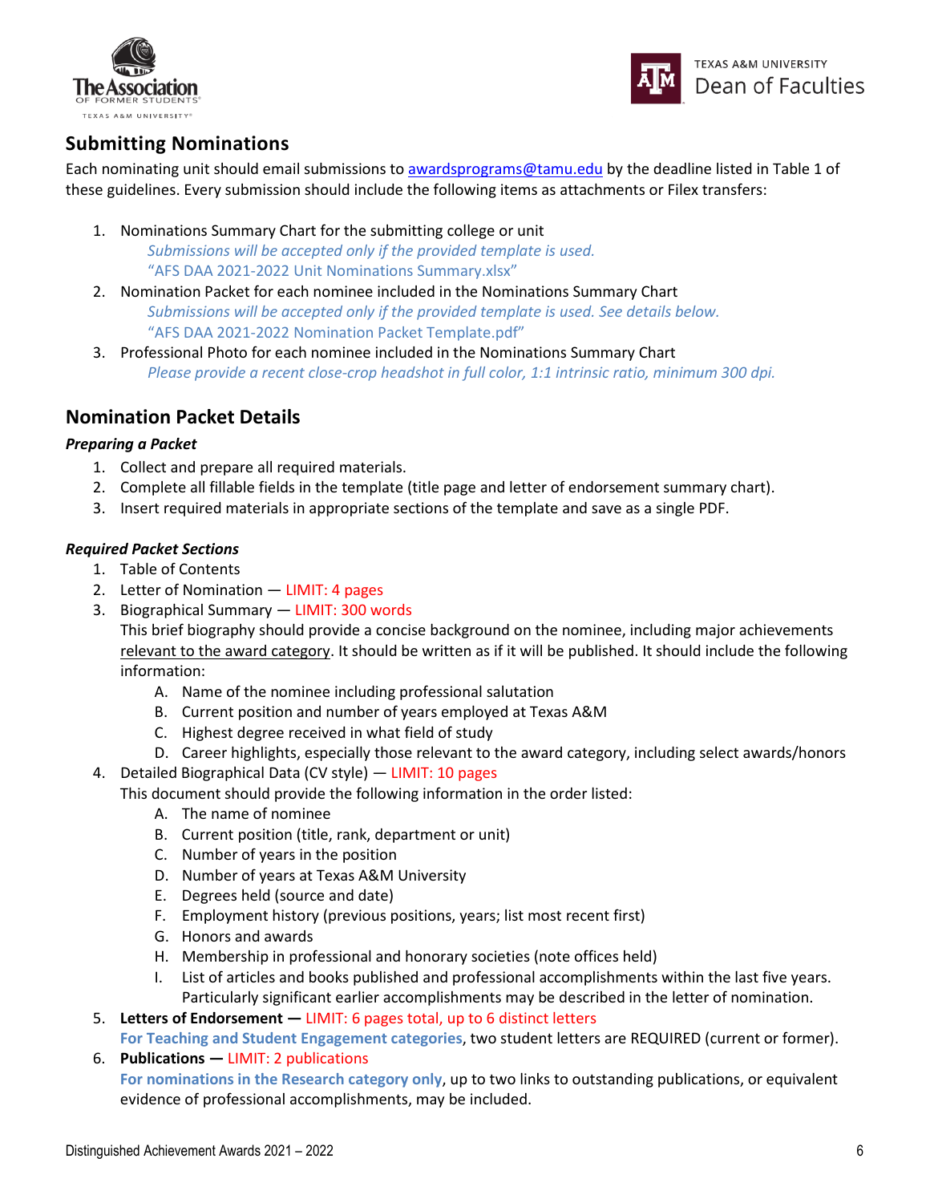## Submitting Nominations

Each nominating unit should email submissions to [awardsprograms@tamu.edu](mailto:awardsprograms@tamu.edu) by the deadline listed in Table 1 of these guidelines. Every submission should include the following items as attachments or Filex transfers:

1. Nominations Summary Chart for the submitting college or unit
   *Submissions will be accepted only if the provided template is used.*
   "AFS DAA 2021-2022 Unit Nominations Summary.xlsx"
2. Nomination Packet for each nominee included in the Nominations Summary Chart
   *Submissions will be accepted only if the provided template is used. See details below.*
   "AFS DAA 2021-2022 Nomination Packet Template.pdf"
3. Professional Photo for each nominee included in the Nominations Summary Chart
   *Please provide a recent close-crop headshot in full color, 1:1 intrinsic ratio, minimum 300 dpi.*

## Nomination Packet Details

***Preparing a Packet***

1. Collect and prepare all required materials.
2. Complete all fillable fields in the template (title page and letter of endorsement summary chart).
3. Insert required materials in appropriate sections of the template and save as a single PDF.

***Required Packet Sections***

1. Table of Contents
2. Letter of Nomination — LIMIT: 4 pages
3. Biographical Summary — LIMIT: 300 words
   This brief biography should provide a concise background on the nominee, including major achievements relevant to the award category. It should be written as if it will be published. It should include the following information:
   A. Name of the nominee including professional salutation
   B. Current position and number of years employed at Texas A&M
   C. Highest degree received in what field of study
   D. Career highlights, especially those relevant to the award category, including select awards/honors
4. Detailed Biographical Data (CV style) — LIMIT: 10 pages
   This document should provide the following information in the order listed:
   A. The name of nominee
   B. Current position (title, rank, department or unit)
   C. Number of years in the position
   D. Number of years at Texas A&M University
   E. Degrees held (source and date)
   F. Employment history (previous positions, years; list most recent first)
   G. Honors and awards
   H. Membership in professional and honorary societies (note offices held)
   I. List of articles and books published and professional accomplishments within the last five years. Particularly significant earlier accomplishments may be described in the letter of nomination.
5. **Letters of Endorsement —** LIMIT: 6 pages total, up to 6 distinct letters
   **For Teaching and Student Engagement categories**, two student letters are REQUIRED (current or former).
6. **Publications —** LIMIT: 2 publications
   **For nominations in the Research category only**, up to two links to outstanding publications, or equivalent evidence of professional accomplishments, may be included.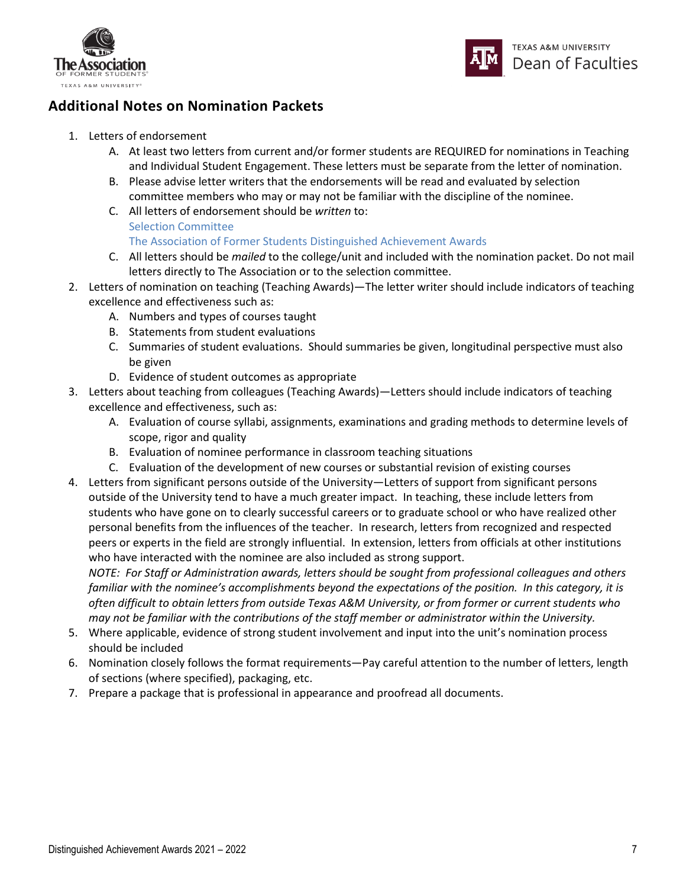## Additional Notes on Nomination Packets

1. Letters of endorsement
   A. At least two letters from current and/or former students are REQUIRED for nominations in Teaching and Individual Student Engagement. These letters must be separate from the letter of nomination.
   B. Please advise letter writers that the endorsements will be read and evaluated by selection committee members who may or may not be familiar with the discipline of the nominee.
   C. All letters of endorsement should be *written* to:
      Selection Committee
      The Association of Former Students Distinguished Achievement Awards
   C. All letters should be *mailed* to the college/unit and included with the nomination packet. Do not mail letters directly to The Association or to the selection committee.
2. Letters of nomination on teaching (Teaching Awards)—The letter writer should include indicators of teaching excellence and effectiveness such as:
   A. Numbers and types of courses taught
   B. Statements from student evaluations
   C. Summaries of student evaluations. Should summaries be given, longitudinal perspective must also be given
   D. Evidence of student outcomes as appropriate
3. Letters about teaching from colleagues (Teaching Awards)—Letters should include indicators of teaching excellence and effectiveness, such as:
   A. Evaluation of course syllabi, assignments, examinations and grading methods to determine levels of scope, rigor and quality
   B. Evaluation of nominee performance in classroom teaching situations
   C. Evaluation of the development of new courses or substantial revision of existing courses
4. Letters from significant persons outside of the University—Letters of support from significant persons outside of the University tend to have a much greater impact. In teaching, these include letters from students who have gone on to clearly successful careers or to graduate school or who have realized other personal benefits from the influences of the teacher. In research, letters from recognized and respected peers or experts in the field are strongly influential. In extension, letters from officials at other institutions who have interacted with the nominee are also included as strong support.
   *NOTE: For Staff or Administration awards, letters should be sought from professional colleagues and others familiar with the nominee's accomplishments beyond the expectations of the position. In this category, it is often difficult to obtain letters from outside Texas A&M University, or from former or current students who may not be familiar with the contributions of the staff member or administrator within the University.*
5. Where applicable, evidence of strong student involvement and input into the unit's nomination process should be included
6. Nomination closely follows the format requirements—Pay careful attention to the number of letters, length of sections (where specified), packaging, etc.
7. Prepare a package that is professional in appearance and proofread all documents.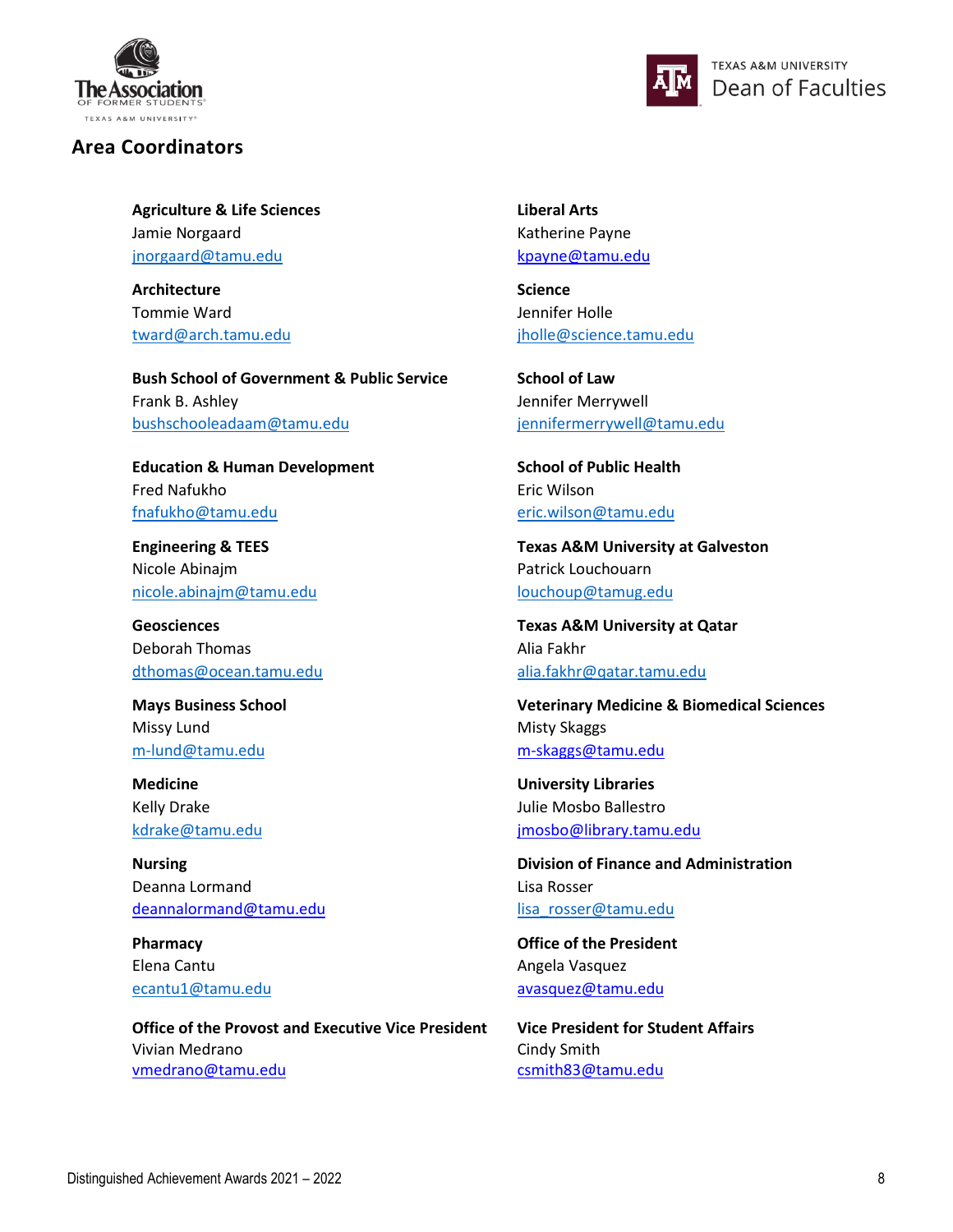## Area Coordinators

**Agriculture & Life Sciences**
Jamie Norgaard
jnorgaard@tamu.edu

**Architecture**
Tommie Ward
tward@arch.tamu.edu

**Bush School of Government & Public Service**
Frank B. Ashley
bushschooleadaam@tamu.edu

**Education & Human Development**
Fred Nafukho
fnafukho@tamu.edu

**Engineering & TEES**
Nicole Abinajm
nicole.abinajm@tamu.edu

**Geosciences**
Deborah Thomas
dthomas@ocean.tamu.edu

**Mays Business School**
Missy Lund
m-lund@tamu.edu

**Medicine**
Kelly Drake
kdrake@tamu.edu

**Nursing**
Deanna Lormand
deannalormand@tamu.edu

**Pharmacy**
Elena Cantu
ecantu1@tamu.edu

**Office of the Provost and Executive Vice President**
Vivian Medrano
vmedrano@tamu.edu

**Liberal Arts**
Katherine Payne
kpayne@tamu.edu

**Science**
Jennifer Holle
jholle@science.tamu.edu

**School of Law**
Jennifer Merrywell
jennifermerrywell@tamu.edu

**School of Public Health**
Eric Wilson
eric.wilson@tamu.edu

**Texas A&M University at Galveston**
Patrick Louchouarn
louchoup@tamug.edu

**Texas A&M University at Qatar**
Alia Fakhr
alia.fakhr@qatar.tamu.edu

**Veterinary Medicine & Biomedical Sciences**
Misty Skaggs
m-skaggs@tamu.edu

**University Libraries**
Julie Mosbo Ballestro
jmosbo@library.tamu.edu

**Division of Finance and Administration**
Lisa Rosser
lisa_rosser@tamu.edu

**Office of the President**
Angela Vasquez
avasquez@tamu.edu

**Vice President for Student Affairs**
Cindy Smith
csmith83@tamu.edu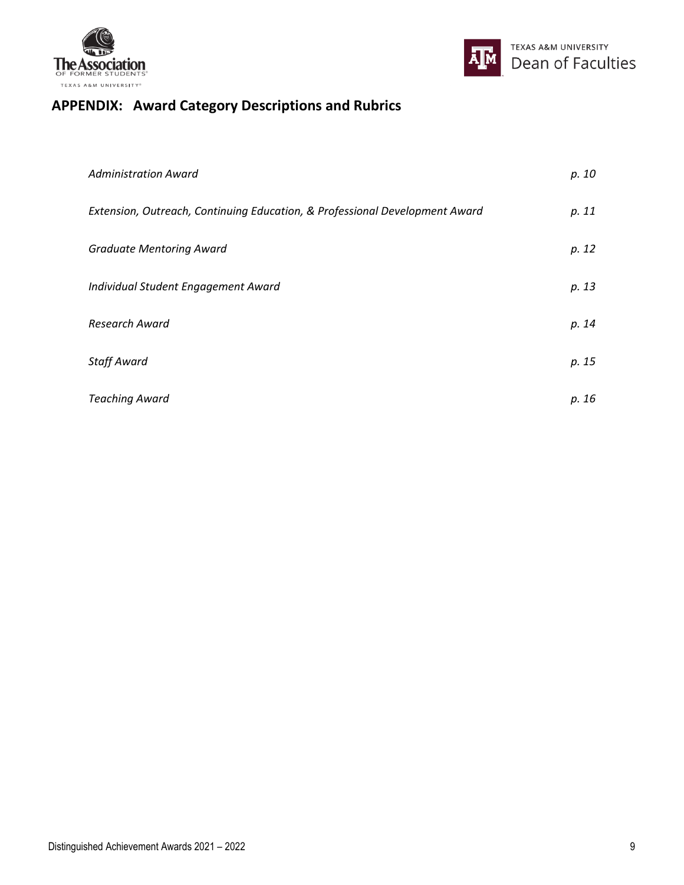## APPENDIX: Award Category Descriptions and Rubrics

| | |
|---|---|
| *Administration Award* | *p. 10* |
| *Extension, Outreach, Continuing Education, & Professional Development Award* | *p. 11* |
| *Graduate Mentoring Award* | *p. 12* |
| *Individual Student Engagement Award* | *p. 13* |
| *Research Award* | *p. 14* |
| *Staff Award* | *p. 15* |
| *Teaching Award* | *p. 16* |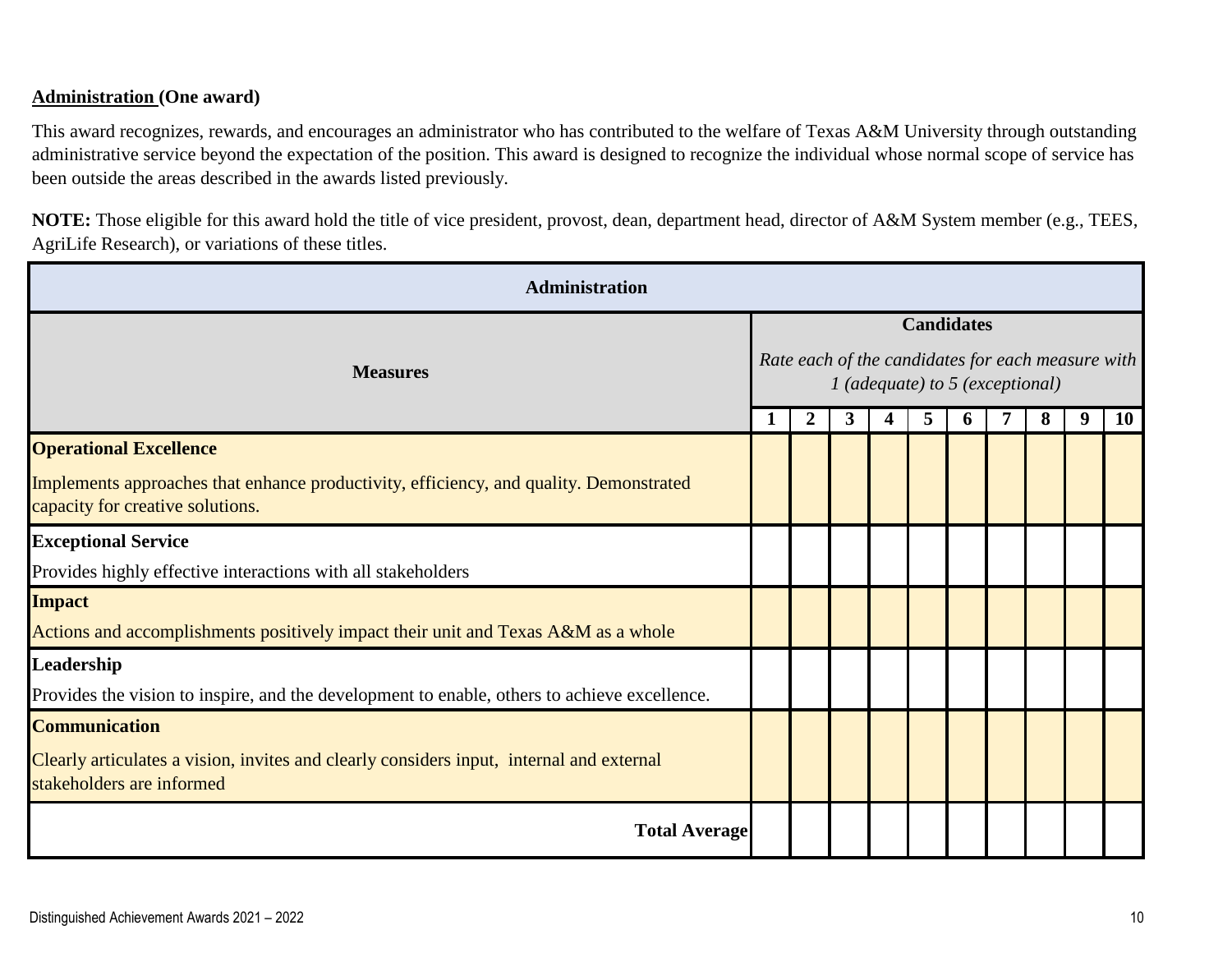**Administration (One award)**

This award recognizes, rewards, and encourages an administrator who has contributed to the welfare of Texas A&M University through outstanding administrative service beyond the expectation of the position. This award is designed to recognize the individual whose normal scope of service has been outside the areas described in the awards listed previously.

**NOTE:** Those eligible for this award hold the title of vice president, provost, dean, department head, director of A&M System member (e.g., TEES, AgriLife Research), or variations of these titles.

| **Administration** | | | | | | | | | | |
|---|---|---|---|---|---|---|---|---|---|---|
| **Measures** | **Candidates** *Rate each of the candidates for each measure with 1 (adequate) to 5 (exceptional)* | | | | | | | | | |
| | **1** | **2** | **3** | **4** | **5** | **6** | **7** | **8** | **9** | **10** |
| **Operational Excellence** Implements approaches that enhance productivity, efficiency, and quality. Demonstrated capacity for creative solutions. | | | | | | | | | | |
| **Exceptional Service** Provides highly effective interactions with all stakeholders | | | | | | | | | | |
| **Impact** Actions and accomplishments positively impact their unit and Texas A&M as a whole | | | | | | | | | | |
| **Leadership** Provides the vision to inspire, and the development to enable, others to achieve excellence. | | | | | | | | | | |
| **Communication** Clearly articulates a vision, invites and clearly considers input, internal and external stakeholders are informed | | | | | | | | | | |
| **Total Average** | | | | | | | | | | |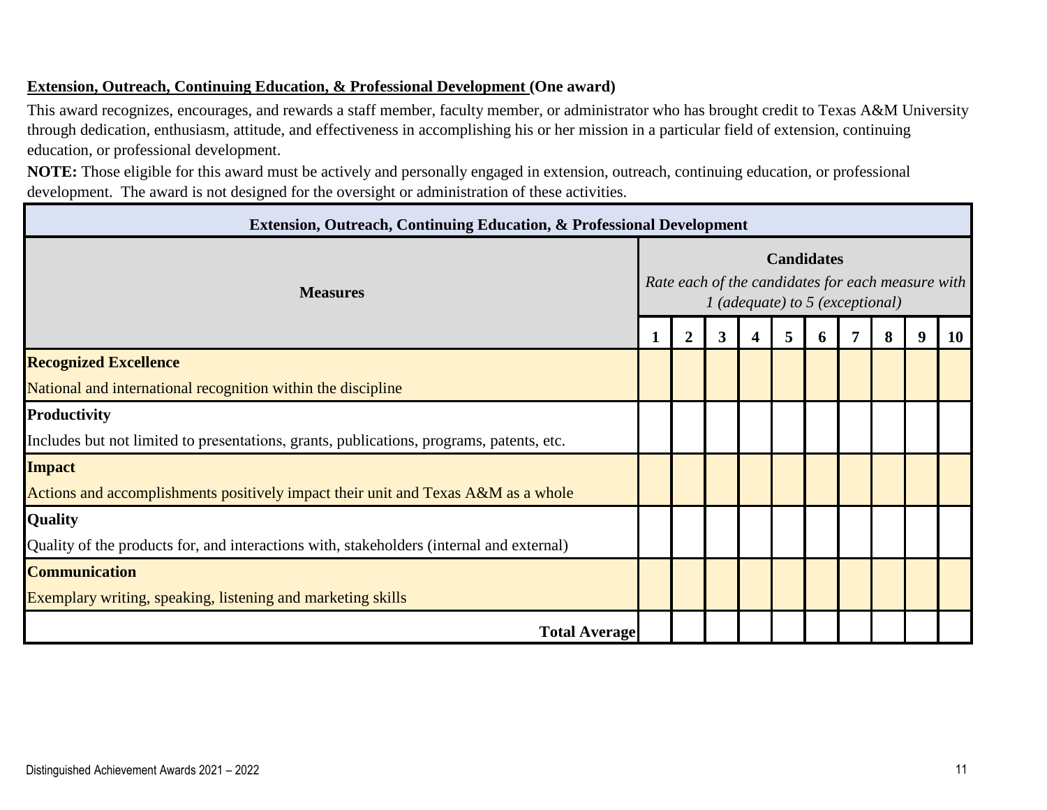**Extension, Outreach, Continuing Education, & Professional Development (One award)**

This award recognizes, encourages, and rewards a staff member, faculty member, or administrator who has brought credit to Texas A&M University through dedication, enthusiasm, attitude, and effectiveness in accomplishing his or her mission in a particular field of extension, continuing education, or professional development.

**NOTE:** Those eligible for this award must be actively and personally engaged in extension, outreach, continuing education, or professional development. The award is not designed for the oversight or administration of these activities.

| Extension, Outreach, Continuing Education, & Professional Development | | | | | | | | | | |
|---|---|---|---|---|---|---|---|---|---|---|
| **Measures** | **Candidates** *Rate each of the candidates for each measure with 1 (adequate) to 5 (exceptional)* | | | | | | | | | |
| | **1** | **2** | **3** | **4** | **5** | **6** | **7** | **8** | **9** | **10** |
| **Recognized Excellence** National and international recognition within the discipline | | | | | | | | | | |
| **Productivity** Includes but not limited to presentations, grants, publications, programs, patents, etc. | | | | | | | | | | |
| **Impact** Actions and accomplishments positively impact their unit and Texas A&M as a whole | | | | | | | | | | |
| **Quality** Quality of the products for, and interactions with, stakeholders (internal and external) | | | | | | | | | | |
| **Communication** Exemplary writing, speaking, listening and marketing skills | | | | | | | | | | |
| **Total Average** | | | | | | | | | | |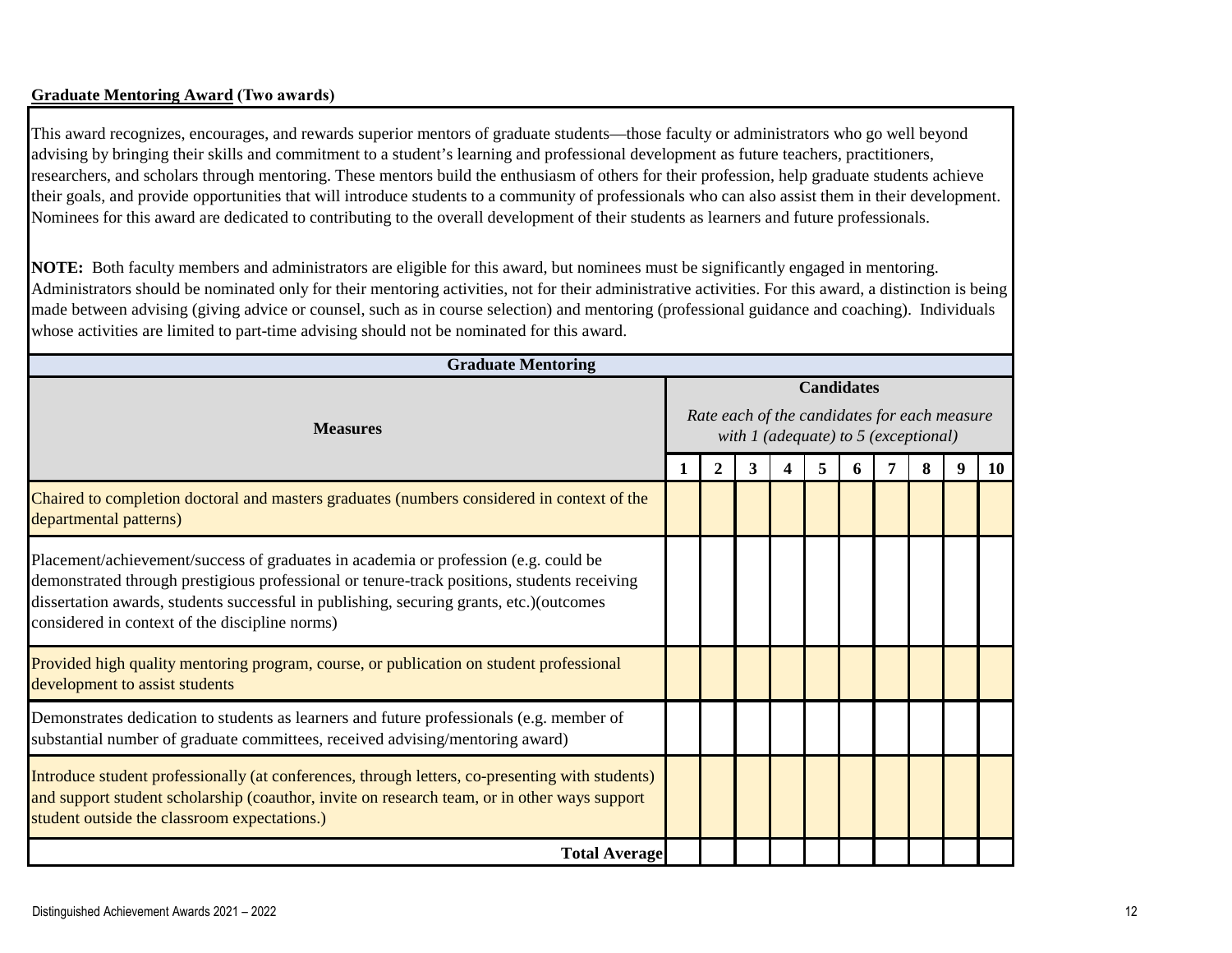**<u>Graduate Mentoring Award</u> (Two awards)**

This award recognizes, encourages, and rewards superior mentors of graduate students—those faculty or administrators who go well beyond advising by bringing their skills and commitment to a student's learning and professional development as future teachers, practitioners, researchers, and scholars through mentoring. These mentors build the enthusiasm of others for their profession, help graduate students achieve their goals, and provide opportunities that will introduce students to a community of professionals who can also assist them in their development. Nominees for this award are dedicated to contributing to the overall development of their students as learners and future professionals.

**NOTE:** Both faculty members and administrators are eligible for this award, but nominees must be significantly engaged in mentoring. Administrators should be nominated only for their mentoring activities, not for their administrative activities. For this award, a distinction is being made between advising (giving advice or counsel, such as in course selection) and mentoring (professional guidance and coaching). Individuals whose activities are limited to part-time advising should not be nominated for this award.

**Graduate Mentoring**

| **Measures** | **Candidates** *Rate each of the candidates for each measure with 1 (adequate) to 5 (exceptional)* | | | | | | | | | |
|---|---|---|---|---|---|---|---|---|---|---|
| | **1** | **2** | **3** | **4** | **5** | **6** | **7** | **8** | **9** | **10** |
| Chaired to completion doctoral and masters graduates (numbers considered in context of the departmental patterns) | | | | | | | | | | |
| Placement/achievement/success of graduates in academia or profession (e.g. could be demonstrated through prestigious professional or tenure-track positions, students receiving dissertation awards, students successful in publishing, securing grants, etc.)(outcomes considered in context of the discipline norms) | | | | | | | | | | |
| Provided high quality mentoring program, course, or publication on student professional development to assist students | | | | | | | | | | |
| Demonstrates dedication to students as learners and future professionals (e.g. member of substantial number of graduate committees, received advising/mentoring award) | | | | | | | | | | |
| Introduce student professionally (at conferences, through letters, co-presenting with students) and support student scholarship (coauthor, invite on research team, or in other ways support student outside the classroom expectations.) | | | | | | | | | | |
| **Total Average** | | | | | | | | | | |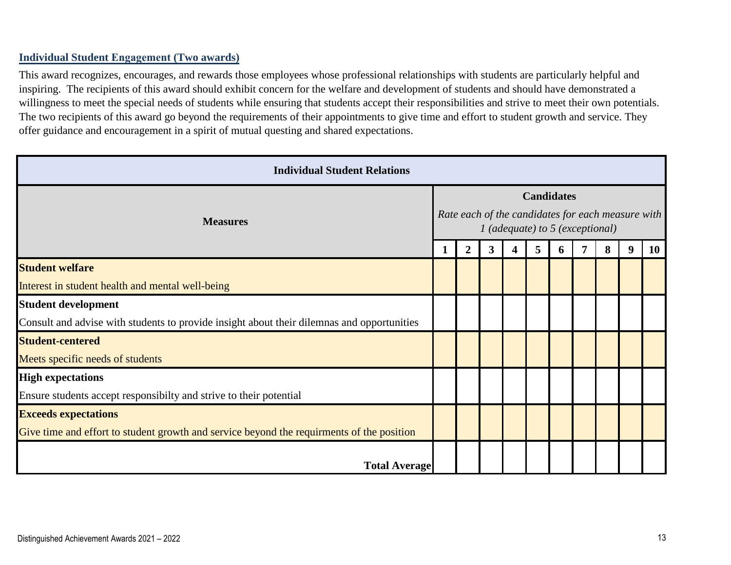## Individual Student Engagement (Two awards)

This award recognizes, encourages, and rewards those employees whose professional relationships with students are particularly helpful and inspiring. The recipients of this award should exhibit concern for the welfare and development of students and should have demonstrated a willingness to meet the special needs of students while ensuring that students accept their responsibilities and strive to meet their own potentials. The two recipients of this award go beyond the requirements of their appointments to give time and effort to student growth and service. They offer guidance and encouragement in a spirit of mutual questing and shared expectations.

| Individual Student Relations | | | | | | | | | | |
|---|---|---|---|---|---|---|---|---|---|---|
| **Measures** | **Candidates** *Rate each of the candidates for each measure with 1 (adequate) to 5 (exceptional)* | | | | | | | | | |
| | **1** | **2** | **3** | **4** | **5** | **6** | **7** | **8** | **9** | **10** |
| **Student welfare** Interest in student health and mental well-being | | | | | | | | | | |
| **Student development** Consult and advise with students to provide insight about their dilemnas and opportunities | | | | | | | | | | |
| **Student-centered** Meets specific needs of students | | | | | | | | | | |
| **High expectations** Ensure students accept responsibilty and strive to their potential | | | | | | | | | | |
| **Exceeds expectations** Give time and effort to student growth and service beyond the requirments of the position | | | | | | | | | | |
| **Total Average** | | | | | | | | | | |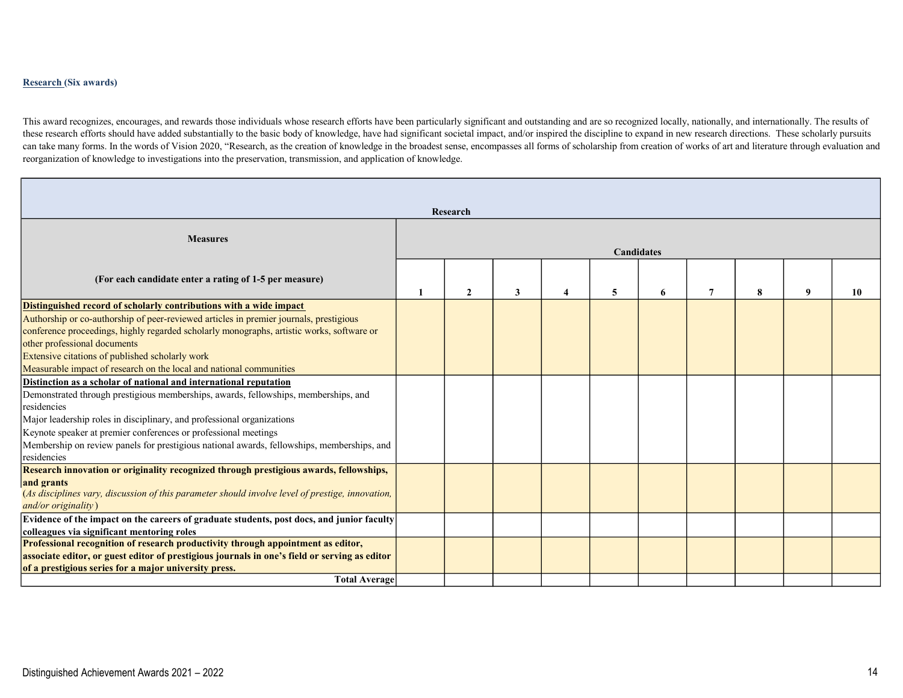**Research (Six awards)**

This award recognizes, encourages, and rewards those individuals whose research efforts have been particularly significant and outstanding and are so recognized locally, nationally, and internationally. The results of these research efforts should have added substantially to the basic body of knowledge, have had significant societal impact, and/or inspired the discipline to expand in new research directions. These scholarly pursuits can take many forms. In the words of Vision 2020, "Research, as the creation of knowledge in the broadest sense, encompasses all forms of scholarship from creation of works of art and literature through evaluation and reorganization of knowledge to investigations into the preservation, transmission, and application of knowledge.

| Research | | | | | | | | | | |
|---|---|---|---|---|---|---|---|---|---|---|
| **Measures** | **Candidates** | | | | | | | | | |
| **(For each candidate enter a rating of 1-5 per measure)** | **1** | **2** | **3** | **4** | **5** | **6** | **7** | **8** | **9** | **10** |
| **Distinguished record of scholarly contributions with a wide impact**<br>Authorship or co-authorship of peer-reviewed articles in premier journals, prestigious conference proceedings, highly regarded scholarly monographs, artistic works, software or other professional documents<br>Extensive citations of published scholarly work<br>Measurable impact of research on the local and national communities | | | | | | | | | | |
| **Distinction as a scholar of national and international reputation**<br>Demonstrated through prestigious memberships, awards, fellowships, memberships, and residencies<br>Major leadership roles in disciplinary, and professional organizations<br>Keynote speaker at premier conferences or professional meetings<br>Membership on review panels for prestigious national awards, fellowships, memberships, and residencies | | | | | | | | | | |
| **Research innovation or originality recognized through prestigious awards, fellowships, and grants**<br>(*As disciplines vary, discussion of this parameter should involve level of prestige, innovation, and/or originality*) | | | | | | | | | | |
| **Evidence of the impact on the careers of graduate students, post docs, and junior faculty colleagues via significant mentoring roles** | | | | | | | | | | |
| **Professional recognition of research productivity through appointment as editor, associate editor, or guest editor of prestigious journals in one's field or serving as editor of a prestigious series for a major university press.** | | | | | | | | | | |
| **Total Average** | | | | | | | | | | |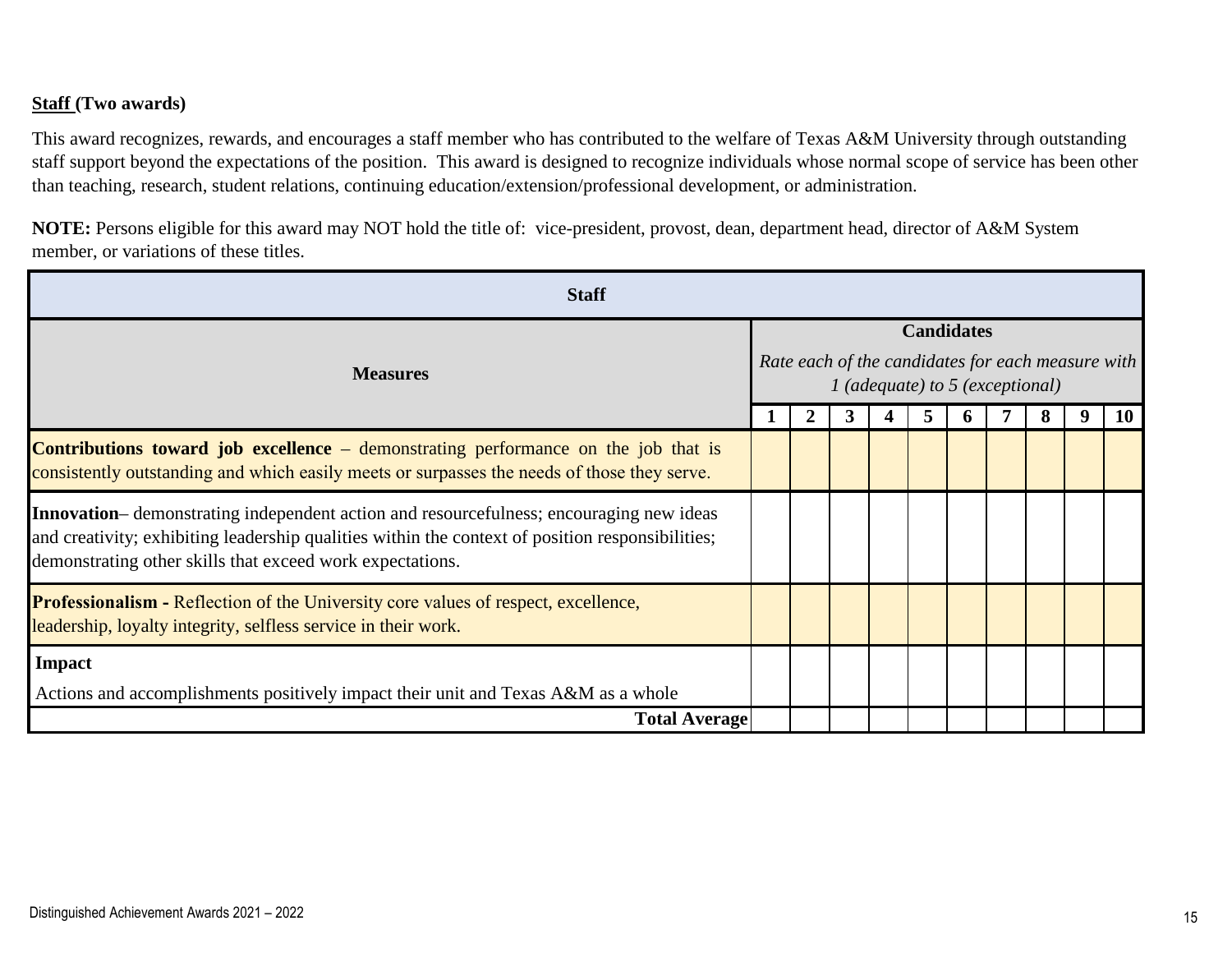**Staff (Two awards)**

This award recognizes, rewards, and encourages a staff member who has contributed to the welfare of Texas A&M University through outstanding staff support beyond the expectations of the position. This award is designed to recognize individuals whose normal scope of service has been other than teaching, research, student relations, continuing education/extension/professional development, or administration.

**NOTE:** Persons eligible for this award may NOT hold the title of: vice-president, provost, dean, department head, director of A&M System member, or variations of these titles.

| **Staff** | | | | | | | | | | |
|---|---|---|---|---|---|---|---|---|---|---|
| **Measures** | **Candidates** *Rate each of the candidates for each measure with 1 (adequate) to 5 (exceptional)* | | | | | | | | | |
| | **1** | **2** | **3** | **4** | **5** | **6** | **7** | **8** | **9** | **10** |
| **Contributions toward job excellence** – demonstrating performance on the job that is consistently outstanding and which easily meets or surpasses the needs of those they serve. | | | | | | | | | | |
| **Innovation**– demonstrating independent action and resourcefulness; encouraging new ideas and creativity; exhibiting leadership qualities within the context of position responsibilities; demonstrating other skills that exceed work expectations. | | | | | | | | | | |
| **Professionalism -** Reflection of the University core values of respect, excellence, leadership, loyalty integrity, selfless service in their work. | | | | | | | | | | |
| **Impact** Actions and accomplishments positively impact their unit and Texas A&M as a whole | | | | | | | | | | |
| **Total Average** | | | | | | | | | | |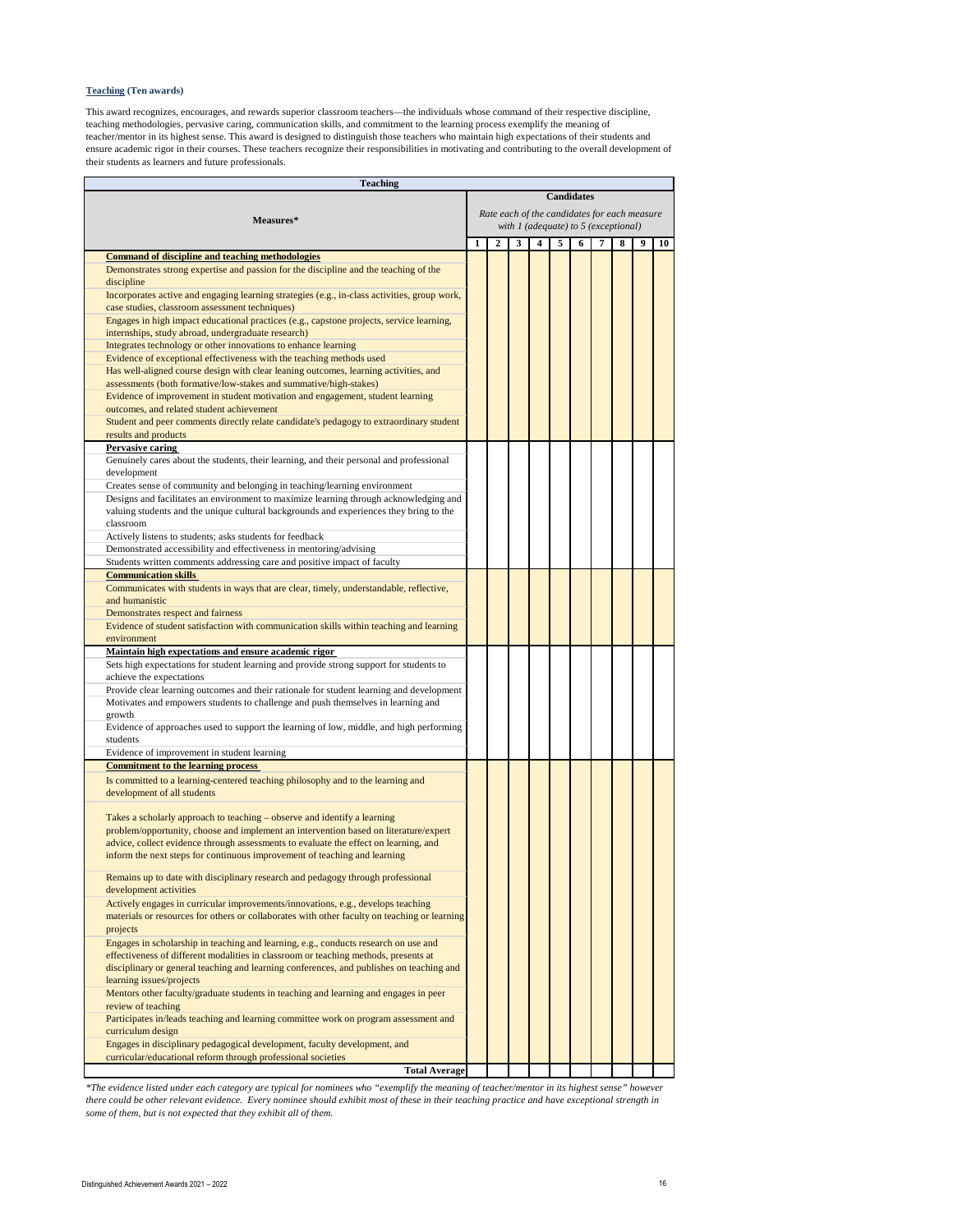**Teaching (Ten awards)**

This award recognizes, encourages, and rewards superior classroom teachers—the individuals whose command of their respective discipline, teaching methodologies, pervasive caring, communication skills, and commitment to the learning process exemplify the meaning of teacher/mentor in its highest sense. This award is designed to distinguish those teachers who maintain high expectations of their students and ensure academic rigor in their courses. These teachers recognize their responsibilities in motivating and contributing to the overall development of their students as learners and future professionals.

| Teaching | | | | | | | | | | |
|---|---|---|---|---|---|---|---|---|---|---|
| Measures* | Candidates<br>*Rate each of the candidates for each measure with 1 (adequate) to 5 (exceptional)* | | | | | | | | | |
| | 1 | 2 | 3 | 4 | 5 | 6 | 7 | 8 | 9 | 10 |
| **Command of discipline and teaching methodologies** | | | | | | | | | | |
| Demonstrates strong expertise and passion for the discipline and the teaching of the discipline | | | | | | | | | | |
| Incorporates active and engaging learning strategies (e.g., in-class activities, group work, case studies, classroom assessment techniques) | | | | | | | | | | |
| Engages in high impact educational practices (e.g., capstone projects, service learning, internships, study abroad, undergraduate research) | | | | | | | | | | |
| Integrates technology or other innovations to enhance learning | | | | | | | | | | |
| Evidence of exceptional effectiveness with the teaching methods used | | | | | | | | | | |
| Has well-aligned course design with clear leaning outcomes, learning activities, and assessments (both formative/low-stakes and summative/high-stakes) | | | | | | | | | | |
| Evidence of improvement in student motivation and engagement, student learning outcomes, and related student achievement | | | | | | | | | | |
| Student and peer comments directly relate candidate's pedagogy to extraordinary student results and products | | | | | | | | | | |
| **Pervasive caring** | | | | | | | | | | |
| Genuinely cares about the students, their learning, and their personal and professional development | | | | | | | | | | |
| Creates sense of community and belonging in teaching/learning environment | | | | | | | | | | |
| Designs and facilitates an environment to maximize learning through acknowledging and valuing students and the unique cultural backgrounds and experiences they bring to the classroom | | | | | | | | | | |
| Actively listens to students; asks students for feedback | | | | | | | | | | |
| Demonstrated accessibility and effectiveness in mentoring/advising | | | | | | | | | | |
| Students written comments addressing care and positive impact of faculty | | | | | | | | | | |
| **Communication skills** | | | | | | | | | | |
| Communicates with students in ways that are clear, timely, understandable, reflective, and humanistic | | | | | | | | | | |
| Demonstrates respect and fairness | | | | | | | | | | |
| Evidence of student satisfaction with communication skills within teaching and learning environment | | | | | | | | | | |
| **Maintain high expectations and ensure academic rigor** | | | | | | | | | | |
| Sets high expectations for student learning and provide strong support for students to achieve the expectations | | | | | | | | | | |
| Provide clear learning outcomes and their rationale for student learning and development | | | | | | | | | | |
| Motivates and empowers students to challenge and push themselves in learning and growth | | | | | | | | | | |
| Evidence of approaches used to support the learning of low, middle, and high performing students | | | | | | | | | | |
| Evidence of improvement in student learning | | | | | | | | | | |
| **Commitment to the learning process** | | | | | | | | | | |
| Is committed to a learning-centered teaching philosophy and to the learning and development of all students | | | | | | | | | | |
| Takes a scholarly approach to teaching – observe and identify a learning problem/opportunity, choose and implement an intervention based on literature/expert advice, collect evidence through assessments to evaluate the effect on learning, and inform the next steps for continuous improvement of teaching and learning | | | | | | | | | | |
| Remains up to date with disciplinary research and pedagogy through professional development activities | | | | | | | | | | |
| Actively engages in curricular improvements/innovations, e.g., develops teaching materials or resources for others or collaborates with other faculty on teaching or learning projects | | | | | | | | | | |
| Engages in scholarship in teaching and learning, e.g., conducts research on use and effectiveness of different modalities in classroom or teaching methods, presents at disciplinary or general teaching and learning conferences, and publishes on teaching and learning issues/projects | | | | | | | | | | |
| Mentors other faculty/graduate students in teaching and learning and engages in peer review of teaching | | | | | | | | | | |
| Participates in/leads teaching and learning committee work on program assessment and curriculum design | | | | | | | | | | |
| Engages in disciplinary pedagogical development, faculty development, and curricular/educational reform through professional societies | | | | | | | | | | |
| **Total Average** | | | | | | | | | | |

*\*The evidence listed under each category are typical for nominees who "exemplify the meaning of teacher/mentor in its highest sense" however there could be other relevant evidence. Every nominee should exhibit most of these in their teaching practice and have exceptional strength in some of them, but is not expected that they exhibit all of them.*